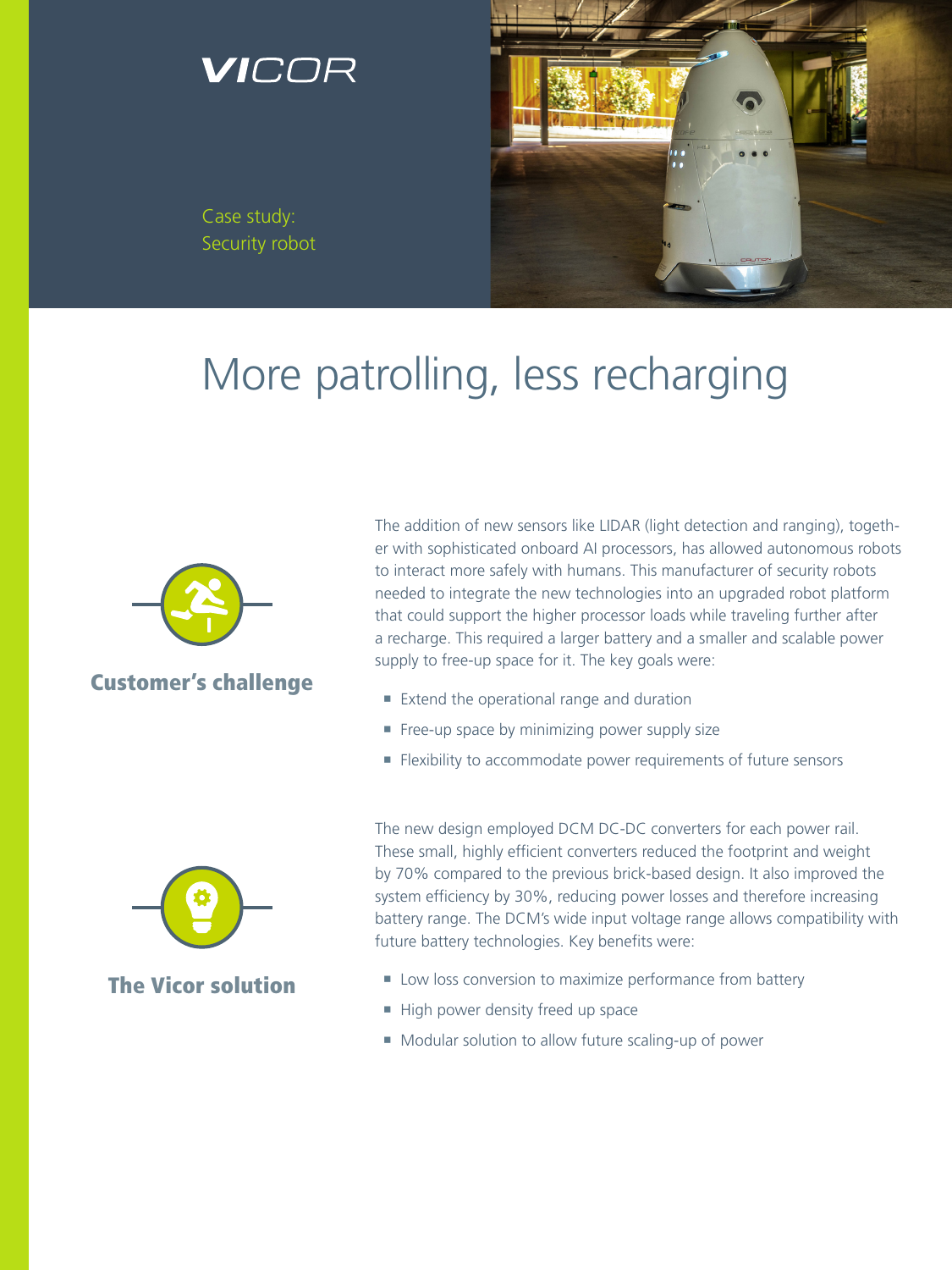VICOR

Case study:
Security robot

# More patrolling, less recharging

## Customer's challenge

The addition of new sensors like LIDAR (light detection and ranging), together with sophisticated onboard AI processors, has allowed autonomous robots to interact more safely with humans. This manufacturer of security robots needed to integrate the new technologies into an upgraded robot platform that could support the higher processor loads while traveling further after a recharge. This required a larger battery and a smaller and scalable power supply to free-up space for it. The key goals were:

- Extend the operational range and duration
- Free-up space by minimizing power supply size
- Flexibility to accommodate power requirements of future sensors

## The Vicor solution

The new design employed DCM DC-DC converters for each power rail. These small, highly efficient converters reduced the footprint and weight by 70% compared to the previous brick-based design. It also improved the system efficiency by 30%, reducing power losses and therefore increasing battery range. The DCM's wide input voltage range allows compatibility with future battery technologies. Key benefits were:

- Low loss conversion to maximize performance from battery
- High power density freed up space
- Modular solution to allow future scaling-up of power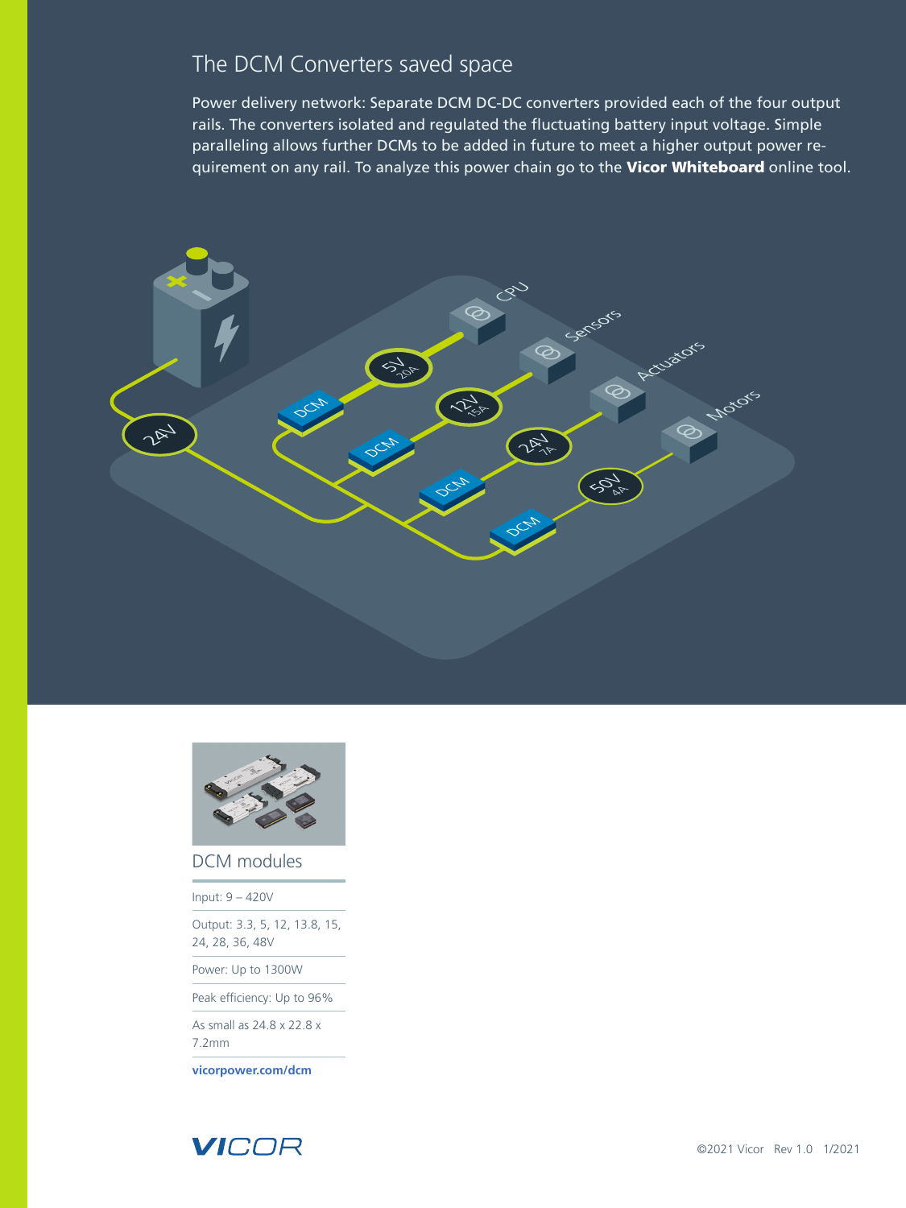## The DCM Converters saved space

Power delivery network: Separate DCM DC-DC converters provided each of the four output rails. The converters isolated and regulated the fluctuating battery input voltage. Simple paralleling allows further DCMs to be added in future to meet a higher output power requirement on any rail. To analyze this power chain go to the **Vicor Whiteboard** online tool.

24V

DCM

5V 20A

CPU

DCM

12V 15A

Sensors

DCM

24V 7A

Actuators

DCM

50V 4A

Motors

### DCM modules

Input: 9 – 420V

Output: 3.3, 5, 12, 13.8, 15, 24, 28, 36, 48V

Power: Up to 1300W

Peak efficiency: Up to 96%

As small as 24.8 x 22.8 x 7.2mm

**vicorpower.com/dcm**

VICOR

©2021 Vicor Rev 1.0 1/2021